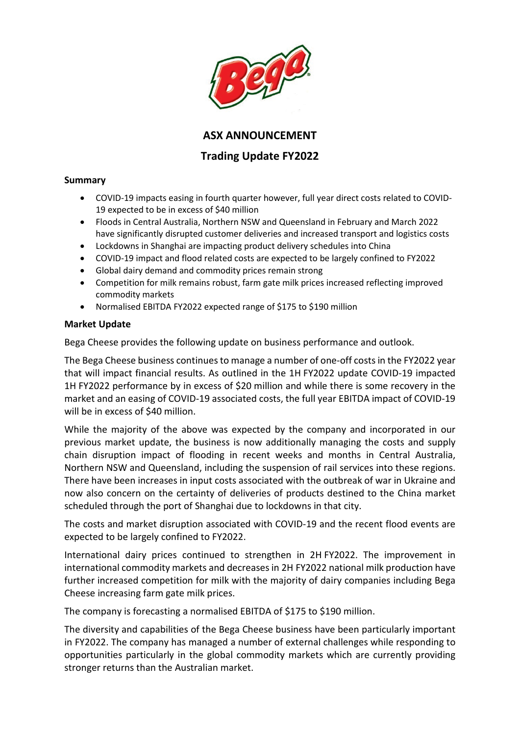# ASX ANNOUNCEMENT

## Trading Update FY2022

### Summary

- COVID-19 impacts easing in fourth quarter however, full year direct costs related to COVID-19 expected to be in excess of $40 million
- Floods in Central Australia, Northern NSW and Queensland in February and March 2022 have significantly disrupted customer deliveries and increased transport and logistics costs
- Lockdowns in Shanghai are impacting product delivery schedules into China
- COVID-19 impact and flood related costs are expected to be largely confined to FY2022
- Global dairy demand and commodity prices remain strong
- Competition for milk remains robust, farm gate milk prices increased reflecting improved commodity markets
- Normalised EBITDA FY2022 expected range of $175 to $190 million

### Market Update

Bega Cheese provides the following update on business performance and outlook.

The Bega Cheese business continues to manage a number of one-off costs in the FY2022 year that will impact financial results. As outlined in the 1H FY2022 update COVID-19 impacted 1H FY2022 performance by in excess of $20 million and while there is some recovery in the market and an easing of COVID-19 associated costs, the full year EBITDA impact of COVID-19 will be in excess of $40 million.

While the majority of the above was expected by the company and incorporated in our previous market update, the business is now additionally managing the costs and supply chain disruption impact of flooding in recent weeks and months in Central Australia, Northern NSW and Queensland, including the suspension of rail services into these regions. There have been increases in input costs associated with the outbreak of war in Ukraine and now also concern on the certainty of deliveries of products destined to the China market scheduled through the port of Shanghai due to lockdowns in that city.

The costs and market disruption associated with COVID-19 and the recent flood events are expected to be largely confined to FY2022.

International dairy prices continued to strengthen in 2H FY2022. The improvement in international commodity markets and decreases in 2H FY2022 national milk production have further increased competition for milk with the majority of dairy companies including Bega Cheese increasing farm gate milk prices.

The company is forecasting a normalised EBITDA of $175 to $190 million.

The diversity and capabilities of the Bega Cheese business have been particularly important in FY2022. The company has managed a number of external challenges while responding to opportunities particularly in the global commodity markets which are currently providing stronger returns than the Australian market.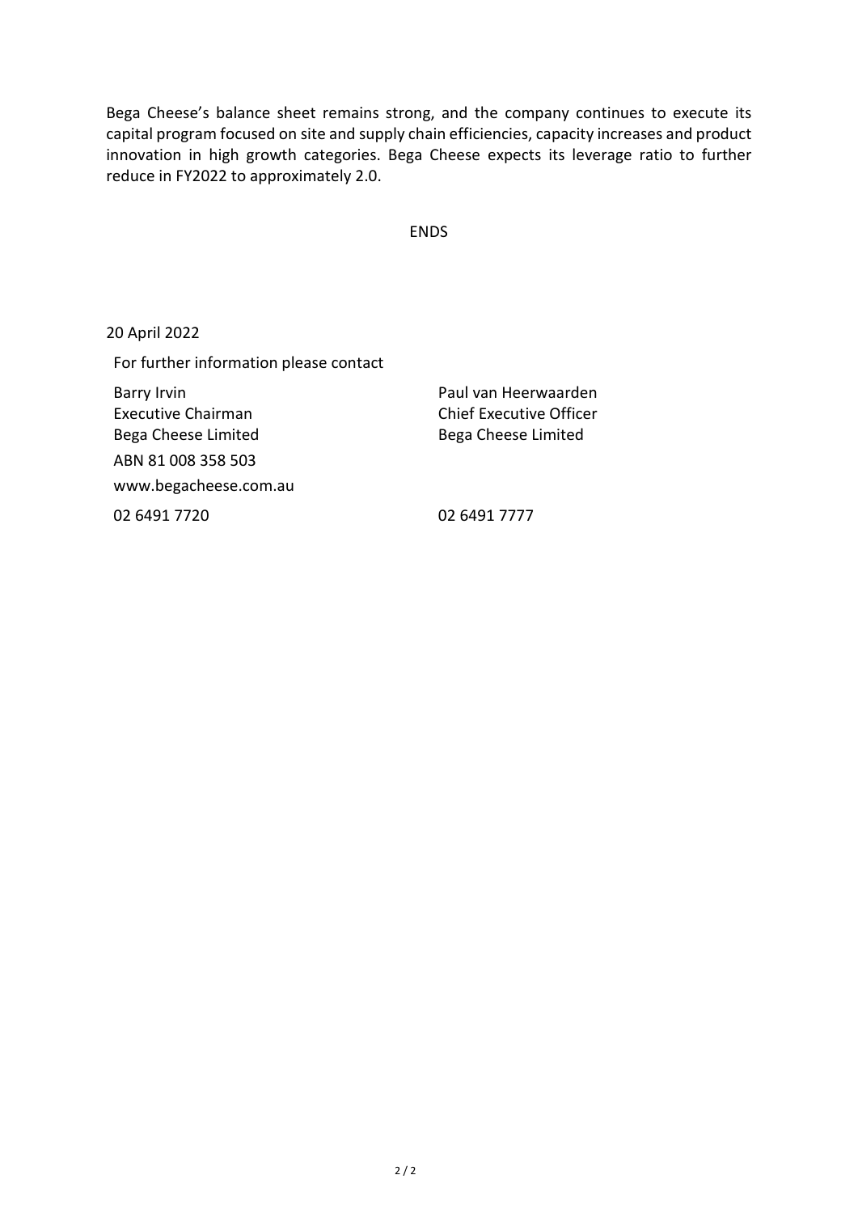Bega Cheese's balance sheet remains strong, and the company continues to execute its capital program focused on site and supply chain efficiencies, capacity increases and product innovation in high growth categories. Bega Cheese expects its leverage ratio to further reduce in FY2022 to approximately 2.0.

ENDS

20 April 2022

For further information please contact

| | |
|---|---|
| Barry Irvin<br>Executive Chairman<br>Bega Cheese Limited | Paul van Heerwaarden<br>Chief Executive Officer<br>Bega Cheese Limited |
| ABN 81 008 358 503 | |
| www.begacheese.com.au | |
| 02 6491 7720 | 02 6491 7777 |